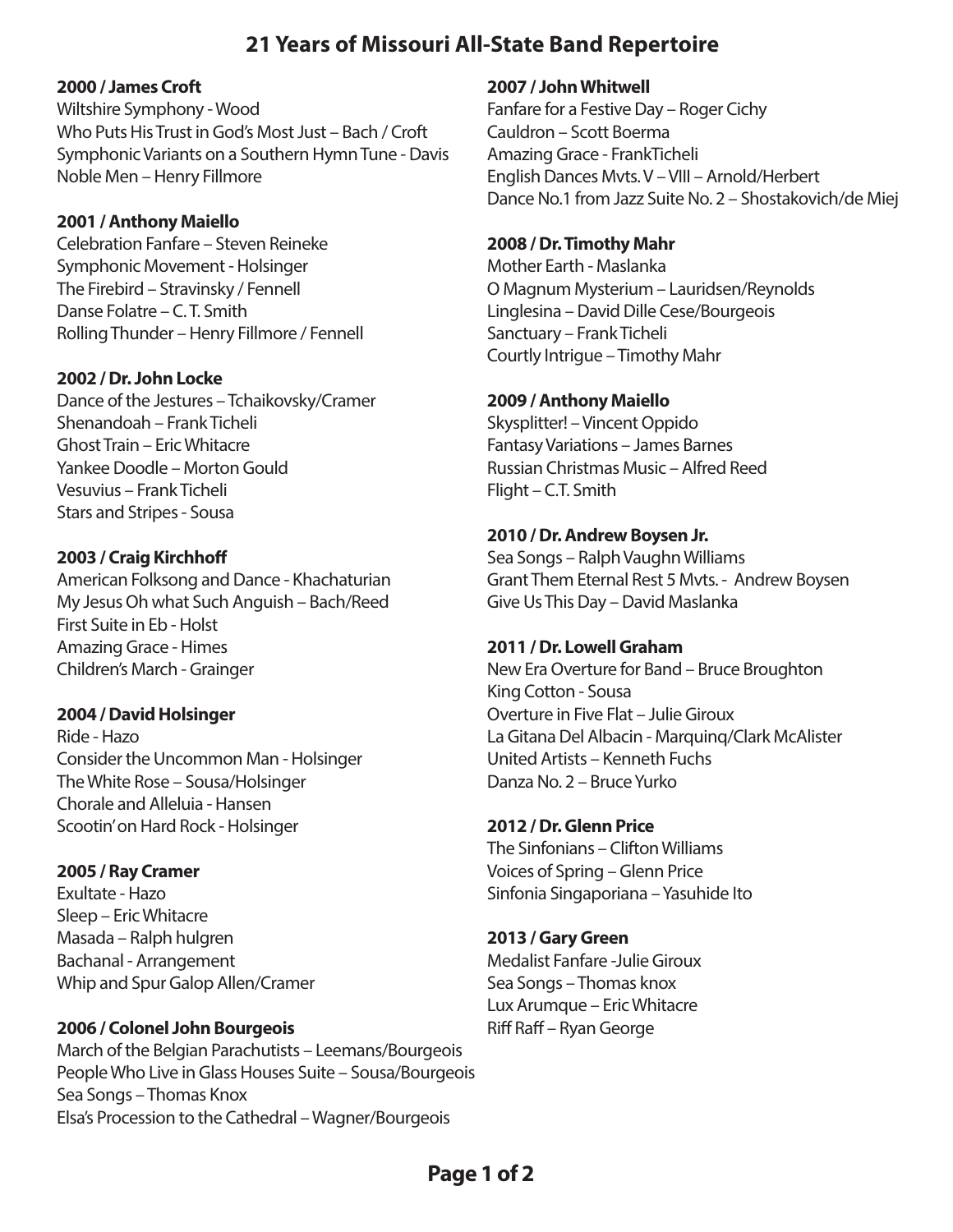# 21 Years of Missouri All-State Band Repertoire

**2000 / James Croft**
Wiltshire Symphony - Wood
Who Puts His Trust in God's Most Just – Bach / Croft
Symphonic Variants on a Southern Hymn Tune - Davis
Noble Men – Henry Fillmore

**2001 / Anthony Maiello**
Celebration Fanfare – Steven Reineke
Symphonic Movement - Holsinger
The Firebird – Stravinsky / Fennell
Danse Folatre – C. T. Smith
Rolling Thunder – Henry Fillmore / Fennell

**2002 / Dr. John Locke**
Dance of the Jestures – Tchaikovsky/Cramer
Shenandoah – Frank Ticheli
Ghost Train – Eric Whitacre
Yankee Doodle – Morton Gould
Vesuvius – Frank Ticheli
Stars and Stripes - Sousa

**2003 / Craig Kirchhoff**
American Folksong and Dance - Khachaturian
My Jesus Oh what Such Anguish – Bach/Reed
First Suite in Eb - Holst
Amazing Grace - Himes
Children's March - Grainger

**2004 / David Holsinger**
Ride - Hazo
Consider the Uncommon Man - Holsinger
The White Rose – Sousa/Holsinger
Chorale and Alleluia - Hansen
Scootin' on Hard Rock - Holsinger

**2005 / Ray Cramer**
Exultate - Hazo
Sleep – Eric Whitacre
Masada – Ralph hulgren
Bachanal - Arrangement
Whip and Spur Galop Allen/Cramer

**2006 / Colonel John Bourgeois**
March of the Belgian Parachutists – Leemans/Bourgeois
People Who Live in Glass Houses Suite – Sousa/Bourgeois
Sea Songs – Thomas Knox
Elsa's Procession to the Cathedral – Wagner/Bourgeois

**2007 / John Whitwell**
Fanfare for a Festive Day – Roger Cichy
Cauldron – Scott Boerma
Amazing Grace - FrankTicheli
English Dances Mvts. V – VIII – Arnold/Herbert
Dance No.1 from Jazz Suite No. 2 – Shostakovich/de Miej

**2008 / Dr. Timothy Mahr**
Mother Earth - Maslanka
O Magnum Mysterium – Lauridsen/Reynolds
Linglesina – David Dille Cese/Bourgeois
Sanctuary – Frank Ticheli
Courtly Intrigue – Timothy Mahr

**2009 / Anthony Maiello**
Skysplitter! – Vincent Oppido
Fantasy Variations – James Barnes
Russian Christmas Music – Alfred Reed
Flight – C.T. Smith

**2010 / Dr. Andrew Boysen Jr.**
Sea Songs – Ralph Vaughn Williams
Grant Them Eternal Rest 5 Mvts. - Andrew Boysen
Give Us This Day – David Maslanka

**2011 / Dr. Lowell Graham**
New Era Overture for Band – Bruce Broughton
King Cotton - Sousa
Overture in Five Flat – Julie Giroux
La Gitana Del Albacin - Marquinq/Clark McAlister
United Artists – Kenneth Fuchs
Danza No. 2 – Bruce Yurko

**2012 / Dr. Glenn Price**
The Sinfonians – Clifton Williams
Voices of Spring – Glenn Price
Sinfonia Singaporiana – Yasuhide Ito

**2013 / Gary Green**
Medalist Fanfare -Julie Giroux
Sea Songs – Thomas knox
Lux Arumque – Eric Whitacre
Riff Raff – Ryan George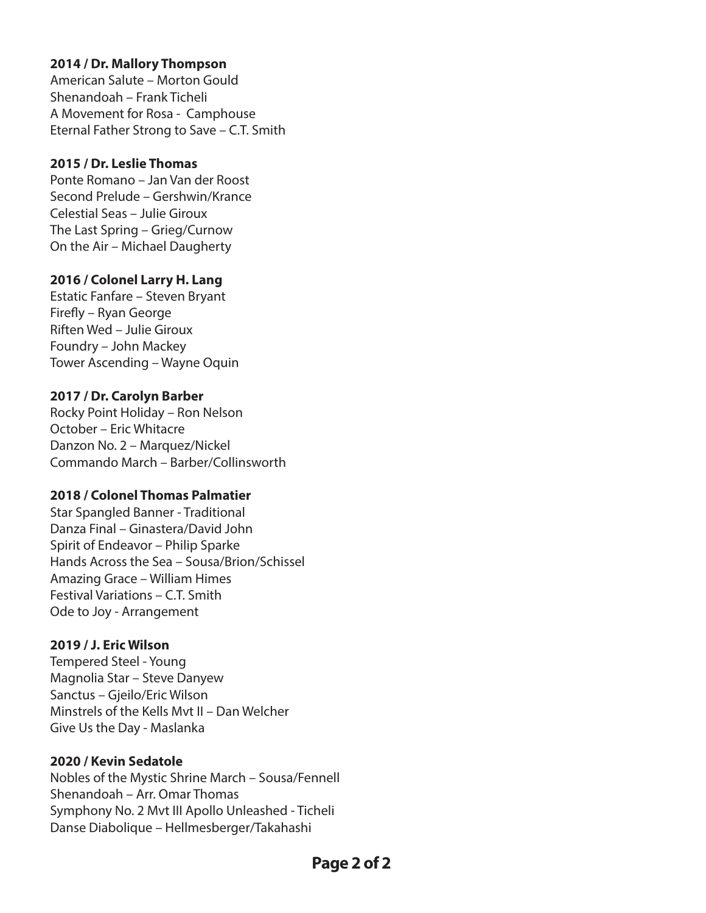**2014 / Dr. Mallory Thompson**
American Salute – Morton Gould
Shenandoah – Frank Ticheli
A Movement for Rosa - Camphouse
Eternal Father Strong to Save – C.T. Smith

**2015 / Dr. Leslie Thomas**
Ponte Romano – Jan Van der Roost
Second Prelude – Gershwin/Krance
Celestial Seas – Julie Giroux
The Last Spring – Grieg/Curnow
On the Air – Michael Daugherty

**2016 / Colonel Larry H. Lang**
Estatic Fanfare – Steven Bryant
Firefly – Ryan George
Riften Wed – Julie Giroux
Foundry – John Mackey
Tower Ascending – Wayne Oquin

**2017 / Dr. Carolyn Barber**
Rocky Point Holiday – Ron Nelson
October – Eric Whitacre
Danzon No. 2 – Marquez/Nickel
Commando March – Barber/Collinsworth

**2018 / Colonel Thomas Palmatier**
Star Spangled Banner - Traditional
Danza Final – Ginastera/David John
Spirit of Endeavor – Philip Sparke
Hands Across the Sea – Sousa/Brion/Schissel
Amazing Grace – William Himes
Festival Variations – C.T. Smith
Ode to Joy - Arrangement

**2019 / J. Eric Wilson**
Tempered Steel - Young
Magnolia Star – Steve Danyew
Sanctus – Gjeilo/Eric Wilson
Minstrels of the Kells Mvt II – Dan Welcher
Give Us the Day - Maslanka

**2020 / Kevin Sedatole**
Nobles of the Mystic Shrine March – Sousa/Fennell
Shenandoah – Arr. Omar Thomas
Symphony No. 2 Mvt III Apollo Unleashed - Ticheli
Danse Diabolique – Hellmesberger/Takahashi